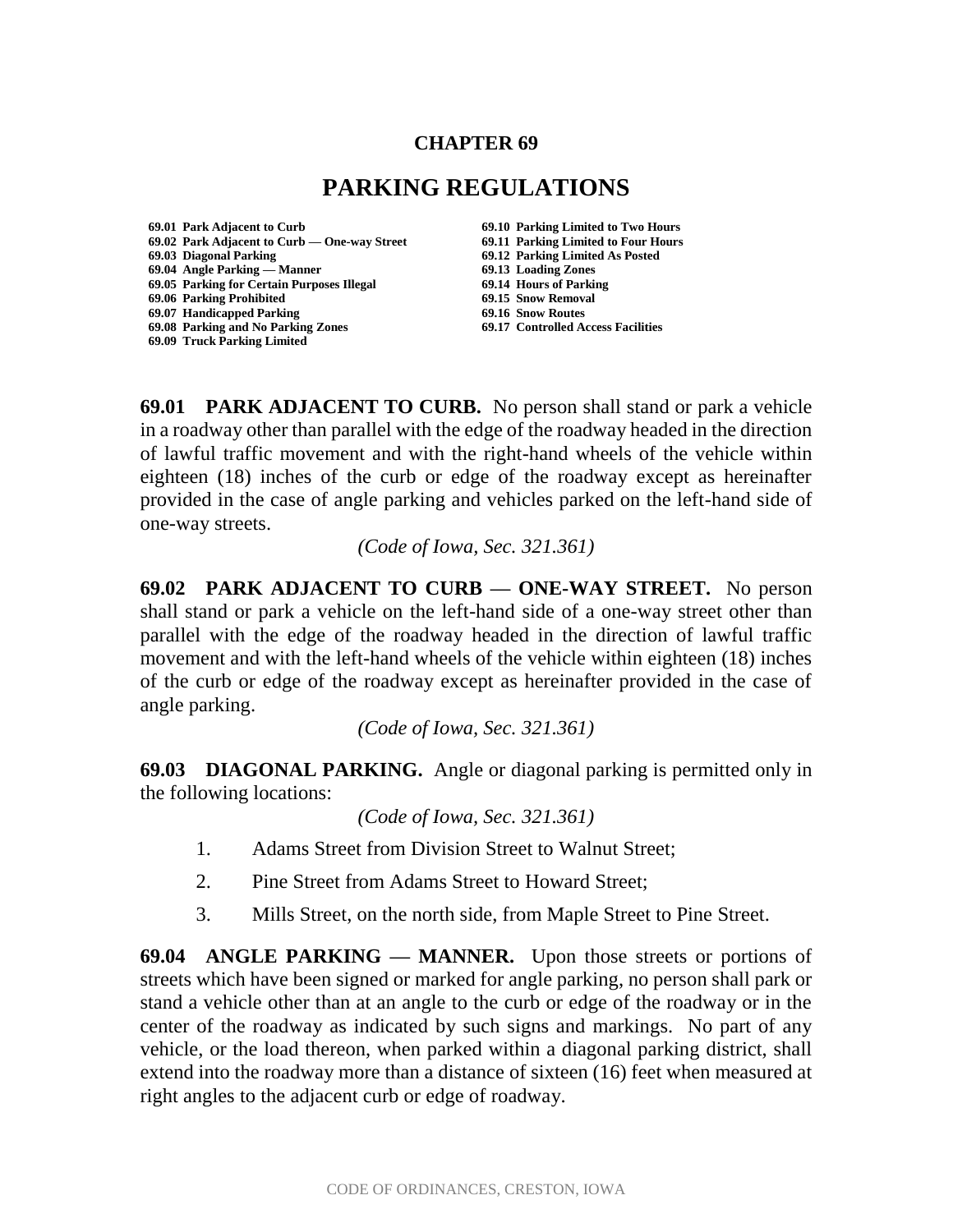# CHAPTER 69

# PARKING REGULATIONS

69.01 Park Adjacent to Curb
69.02 Park Adjacent to Curb — One-way Street
69.03 Diagonal Parking
69.04 Angle Parking — Manner
69.05 Parking for Certain Purposes Illegal
69.06 Parking Prohibited
69.07 Handicapped Parking
69.08 Parking and No Parking Zones
69.09 Truck Parking Limited
69.10 Parking Limited to Two Hours
69.11 Parking Limited to Four Hours
69.12 Parking Limited As Posted
69.13 Loading Zones
69.14 Hours of Parking
69.15 Snow Removal
69.16 Snow Routes
69.17 Controlled Access Facilities

**69.01 PARK ADJACENT TO CURB.** No person shall stand or park a vehicle in a roadway other than parallel with the edge of the roadway headed in the direction of lawful traffic movement and with the right-hand wheels of the vehicle within eighteen (18) inches of the curb or edge of the roadway except as hereinafter provided in the case of angle parking and vehicles parked on the left-hand side of one-way streets.

*(Code of Iowa, Sec. 321.361)*

**69.02 PARK ADJACENT TO CURB — ONE-WAY STREET.** No person shall stand or park a vehicle on the left-hand side of a one-way street other than parallel with the edge of the roadway headed in the direction of lawful traffic movement and with the left-hand wheels of the vehicle within eighteen (18) inches of the curb or edge of the roadway except as hereinafter provided in the case of angle parking.

*(Code of Iowa, Sec. 321.361)*

**69.03 DIAGONAL PARKING.** Angle or diagonal parking is permitted only in the following locations:

*(Code of Iowa, Sec. 321.361)*

1. Adams Street from Division Street to Walnut Street;
2. Pine Street from Adams Street to Howard Street;
3. Mills Street, on the north side, from Maple Street to Pine Street.

**69.04 ANGLE PARKING — MANNER.** Upon those streets or portions of streets which have been signed or marked for angle parking, no person shall park or stand a vehicle other than at an angle to the curb or edge of the roadway or in the center of the roadway as indicated by such signs and markings. No part of any vehicle, or the load thereon, when parked within a diagonal parking district, shall extend into the roadway more than a distance of sixteen (16) feet when measured at right angles to the adjacent curb or edge of roadway.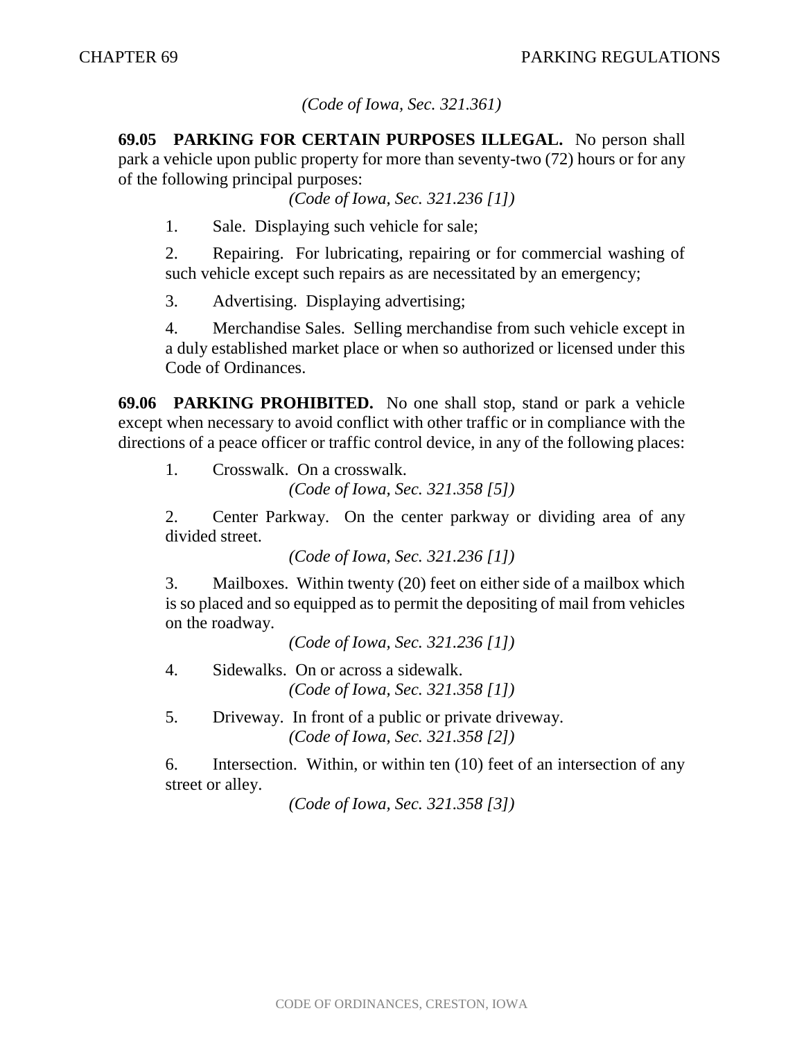*(Code of Iowa, Sec. 321.361)*

**69.05 PARKING FOR CERTAIN PURPOSES ILLEGAL.** No person shall park a vehicle upon public property for more than seventy-two (72) hours or for any of the following principal purposes:

*(Code of Iowa, Sec. 321.236 [1])*

1. Sale. Displaying such vehicle for sale;

2. Repairing. For lubricating, repairing or for commercial washing of such vehicle except such repairs as are necessitated by an emergency;

3. Advertising. Displaying advertising;

4. Merchandise Sales. Selling merchandise from such vehicle except in a duly established market place or when so authorized or licensed under this Code of Ordinances.

**69.06 PARKING PROHIBITED.** No one shall stop, stand or park a vehicle except when necessary to avoid conflict with other traffic or in compliance with the directions of a peace officer or traffic control device, in any of the following places:

1. Crosswalk. On a crosswalk.

   *(Code of Iowa, Sec. 321.358 [5])*

2. Center Parkway. On the center parkway or dividing area of any divided street.

   *(Code of Iowa, Sec. 321.236 [1])*

3. Mailboxes. Within twenty (20) feet on either side of a mailbox which is so placed and so equipped as to permit the depositing of mail from vehicles on the roadway.

   *(Code of Iowa, Sec. 321.236 [1])*

4. Sidewalks. On or across a sidewalk.

   *(Code of Iowa, Sec. 321.358 [1])*

5. Driveway. In front of a public or private driveway.

   *(Code of Iowa, Sec. 321.358 [2])*

6. Intersection. Within, or within ten (10) feet of an intersection of any street or alley.

   *(Code of Iowa, Sec. 321.358 [3])*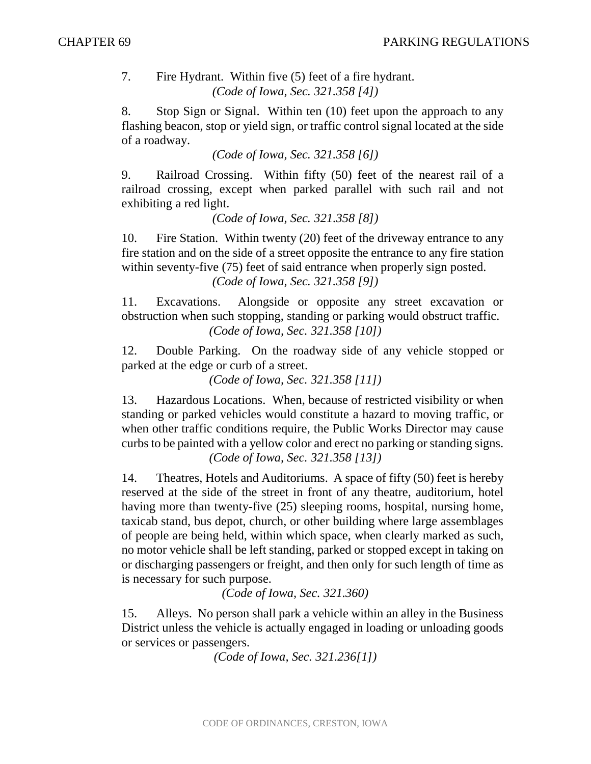7. Fire Hydrant. Within five (5) feet of a fire hydrant.

*(Code of Iowa, Sec. 321.358 [4])*

8. Stop Sign or Signal. Within ten (10) feet upon the approach to any flashing beacon, stop or yield sign, or traffic control signal located at the side of a roadway.

*(Code of Iowa, Sec. 321.358 [6])*

9. Railroad Crossing. Within fifty (50) feet of the nearest rail of a railroad crossing, except when parked parallel with such rail and not exhibiting a red light.

*(Code of Iowa, Sec. 321.358 [8])*

10. Fire Station. Within twenty (20) feet of the driveway entrance to any fire station and on the side of a street opposite the entrance to any fire station within seventy-five (75) feet of said entrance when properly sign posted.

*(Code of Iowa, Sec. 321.358 [9])*

11. Excavations. Alongside or opposite any street excavation or obstruction when such stopping, standing or parking would obstruct traffic.

*(Code of Iowa, Sec. 321.358 [10])*

12. Double Parking. On the roadway side of any vehicle stopped or parked at the edge or curb of a street.

*(Code of Iowa, Sec. 321.358 [11])*

13. Hazardous Locations. When, because of restricted visibility or when standing or parked vehicles would constitute a hazard to moving traffic, or when other traffic conditions require, the Public Works Director may cause curbs to be painted with a yellow color and erect no parking or standing signs.

*(Code of Iowa, Sec. 321.358 [13])*

14. Theatres, Hotels and Auditoriums. A space of fifty (50) feet is hereby reserved at the side of the street in front of any theatre, auditorium, hotel having more than twenty-five (25) sleeping rooms, hospital, nursing home, taxicab stand, bus depot, church, or other building where large assemblages of people are being held, within which space, when clearly marked as such, no motor vehicle shall be left standing, parked or stopped except in taking on or discharging passengers or freight, and then only for such length of time as is necessary for such purpose.

*(Code of Iowa, Sec. 321.360)*

15. Alleys. No person shall park a vehicle within an alley in the Business District unless the vehicle is actually engaged in loading or unloading goods or services or passengers.

*(Code of Iowa, Sec. 321.236[1])*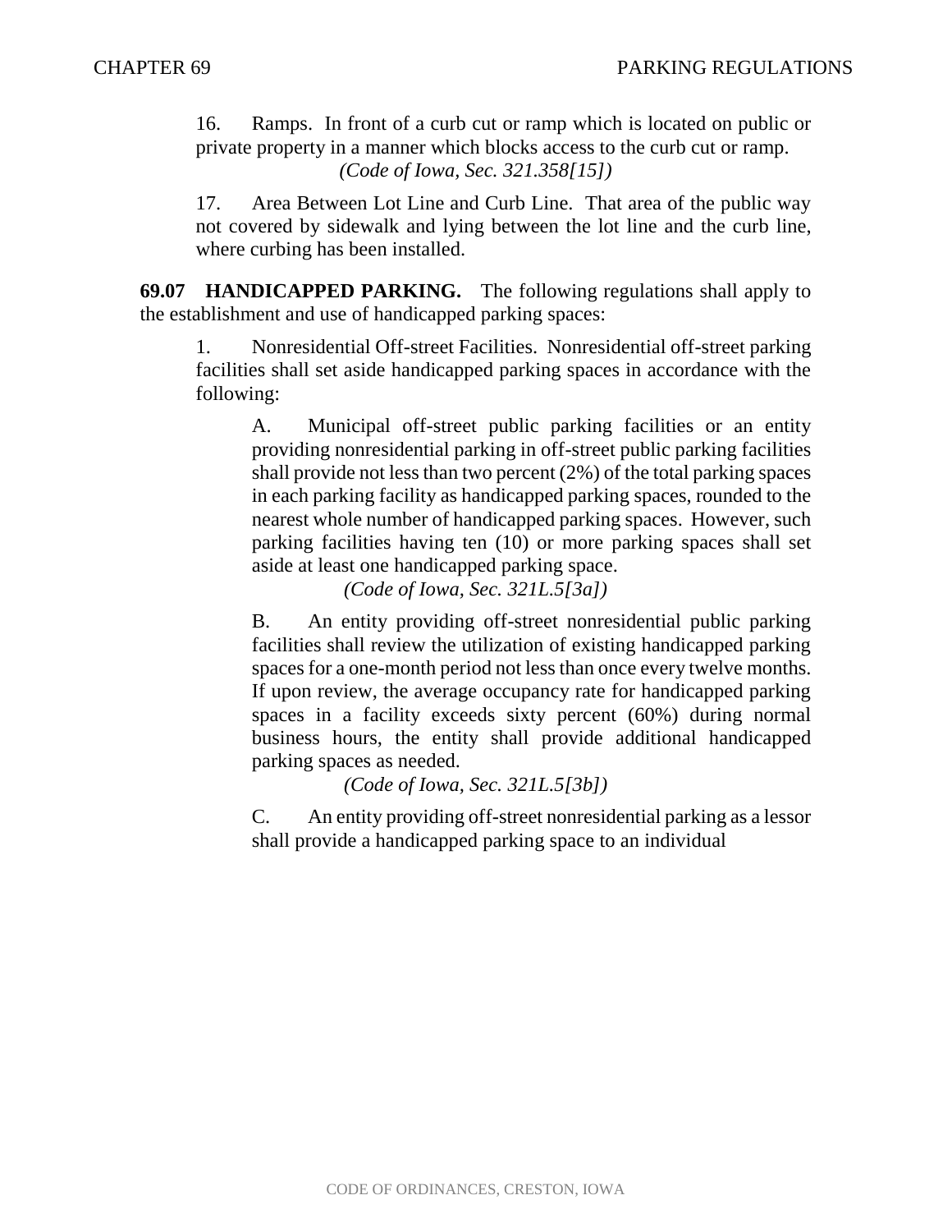16. Ramps. In front of a curb cut or ramp which is located on public or private property in a manner which blocks access to the curb cut or ramp.

*(Code of Iowa, Sec. 321.358[15])*

17. Area Between Lot Line and Curb Line. That area of the public way not covered by sidewalk and lying between the lot line and the curb line, where curbing has been installed.

**69.07 HANDICAPPED PARKING.** The following regulations shall apply to the establishment and use of handicapped parking spaces:

1. Nonresidential Off-street Facilities. Nonresidential off-street parking facilities shall set aside handicapped parking spaces in accordance with the following:

   A. Municipal off-street public parking facilities or an entity providing nonresidential parking in off-street public parking facilities shall provide not less than two percent (2%) of the total parking spaces in each parking facility as handicapped parking spaces, rounded to the nearest whole number of handicapped parking spaces. However, such parking facilities having ten (10) or more parking spaces shall set aside at least one handicapped parking space.

   *(Code of Iowa, Sec. 321L.5[3a])*

   B. An entity providing off-street nonresidential public parking facilities shall review the utilization of existing handicapped parking spaces for a one-month period not less than once every twelve months. If upon review, the average occupancy rate for handicapped parking spaces in a facility exceeds sixty percent (60%) during normal business hours, the entity shall provide additional handicapped parking spaces as needed.

   *(Code of Iowa, Sec. 321L.5[3b])*

   C. An entity providing off-street nonresidential parking as a lessor shall provide a handicapped parking space to an individual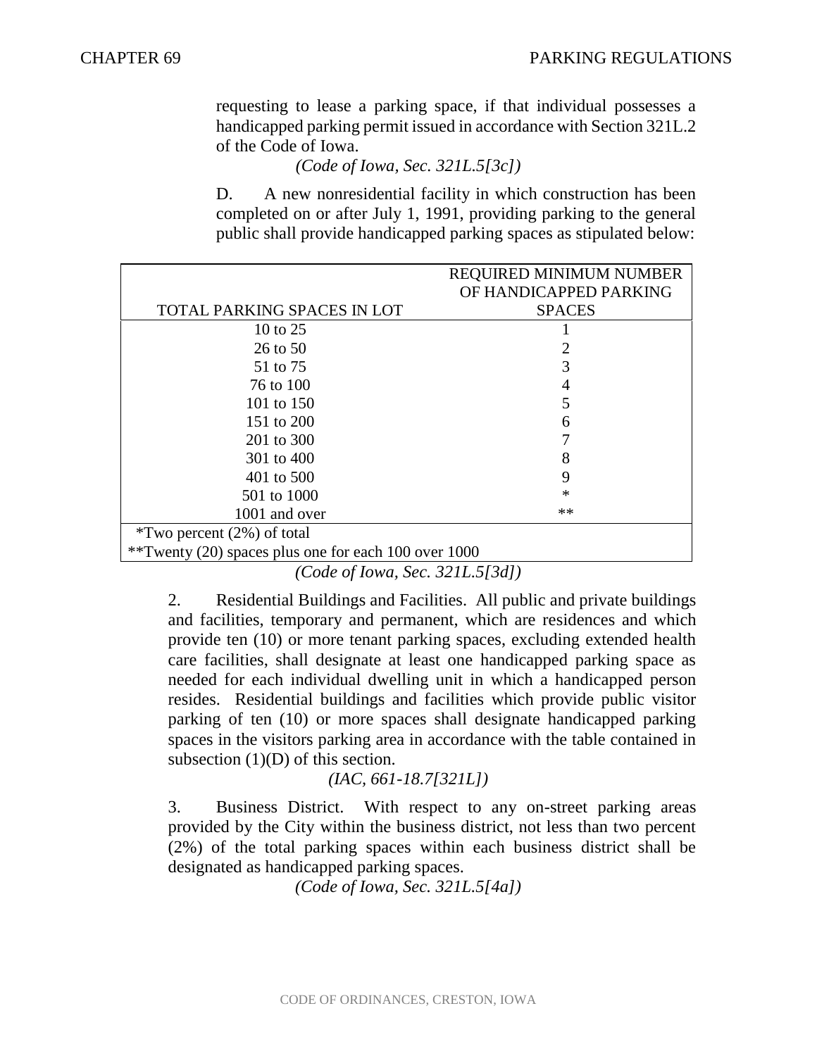requesting to lease a parking space, if that individual possesses a handicapped parking permit issued in accordance with Section 321L.2 of the Code of Iowa.

*(Code of Iowa, Sec. 321L.5[3c])*

D. A new nonresidential facility in which construction has been completed on or after July 1, 1991, providing parking to the general public shall provide handicapped parking spaces as stipulated below:

| TOTAL PARKING SPACES IN LOT | REQUIRED MINIMUM NUMBER OF HANDICAPPED PARKING SPACES |
|---|---|
| 10 to 25 | 1 |
| 26 to 50 | 2 |
| 51 to 75 | 3 |
| 76 to 100 | 4 |
| 101 to 150 | 5 |
| 151 to 200 | 6 |
| 201 to 300 | 7 |
| 301 to 400 | 8 |
| 401 to 500 | 9 |
| 501 to 1000 | * |
| 1001 and over | ** |

*Two percent (2%) of total
**Twenty (20) spaces plus one for each 100 over 1000

*(Code of Iowa, Sec. 321L.5[3d])*

2. Residential Buildings and Facilities. All public and private buildings and facilities, temporary and permanent, which are residences and which provide ten (10) or more tenant parking spaces, excluding extended health care facilities, shall designate at least one handicapped parking space as needed for each individual dwelling unit in which a handicapped person resides. Residential buildings and facilities which provide public visitor parking of ten (10) or more spaces shall designate handicapped parking spaces in the visitors parking area in accordance with the table contained in subsection (1)(D) of this section.

*(IAC, 661-18.7[321L])*

3. Business District. With respect to any on-street parking areas provided by the City within the business district, not less than two percent (2%) of the total parking spaces within each business district shall be designated as handicapped parking spaces.

*(Code of Iowa, Sec. 321L.5[4a])*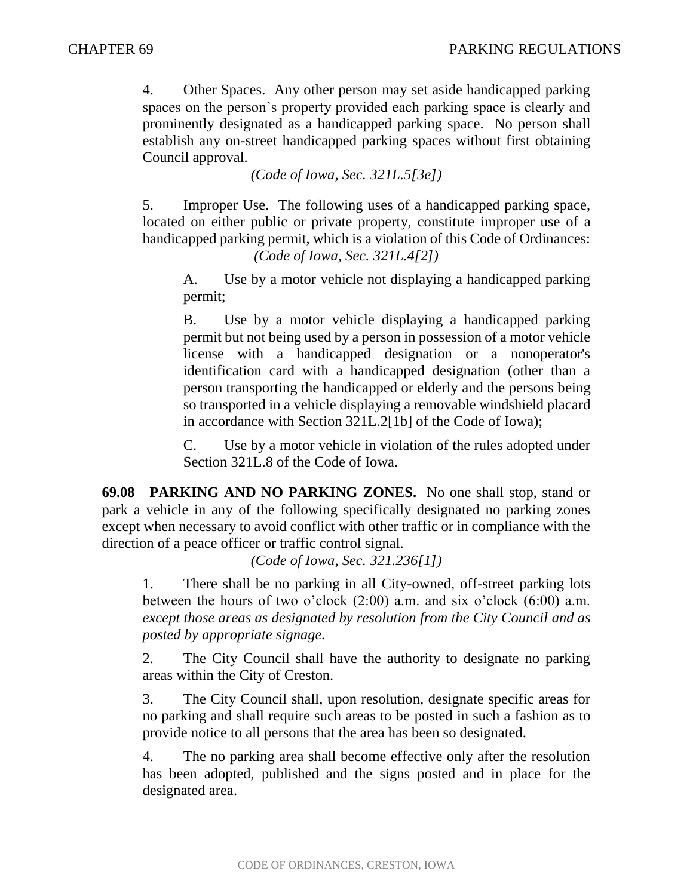4. Other Spaces. Any other person may set aside handicapped parking spaces on the person's property provided each parking space is clearly and prominently designated as a handicapped parking space. No person shall establish any on-street handicapped parking spaces without first obtaining Council approval.

*(Code of Iowa, Sec. 321L.5[3e])*

5. Improper Use. The following uses of a handicapped parking space, located on either public or private property, constitute improper use of a handicapped parking permit, which is a violation of this Code of Ordinances:

*(Code of Iowa, Sec. 321L.4[2])*

A. Use by a motor vehicle not displaying a handicapped parking permit;

B. Use by a motor vehicle displaying a handicapped parking permit but not being used by a person in possession of a motor vehicle license with a handicapped designation or a nonoperator's identification card with a handicapped designation (other than a person transporting the handicapped or elderly and the persons being so transported in a vehicle displaying a removable windshield placard in accordance with Section 321L.2[1b] of the Code of Iowa);

C. Use by a motor vehicle in violation of the rules adopted under Section 321L.8 of the Code of Iowa.

**69.08 PARKING AND NO PARKING ZONES.** No one shall stop, stand or park a vehicle in any of the following specifically designated no parking zones except when necessary to avoid conflict with other traffic or in compliance with the direction of a peace officer or traffic control signal.

*(Code of Iowa, Sec. 321.236[1])*

1. There shall be no parking in all City-owned, off-street parking lots between the hours of two o'clock (2:00) a.m. and six o'clock (6:00) a.m. *except those areas as designated by resolution from the City Council and as posted by appropriate signage.*

2. The City Council shall have the authority to designate no parking areas within the City of Creston.

3. The City Council shall, upon resolution, designate specific areas for no parking and shall require such areas to be posted in such a fashion as to provide notice to all persons that the area has been so designated.

4. The no parking area shall become effective only after the resolution has been adopted, published and the signs posted and in place for the designated area.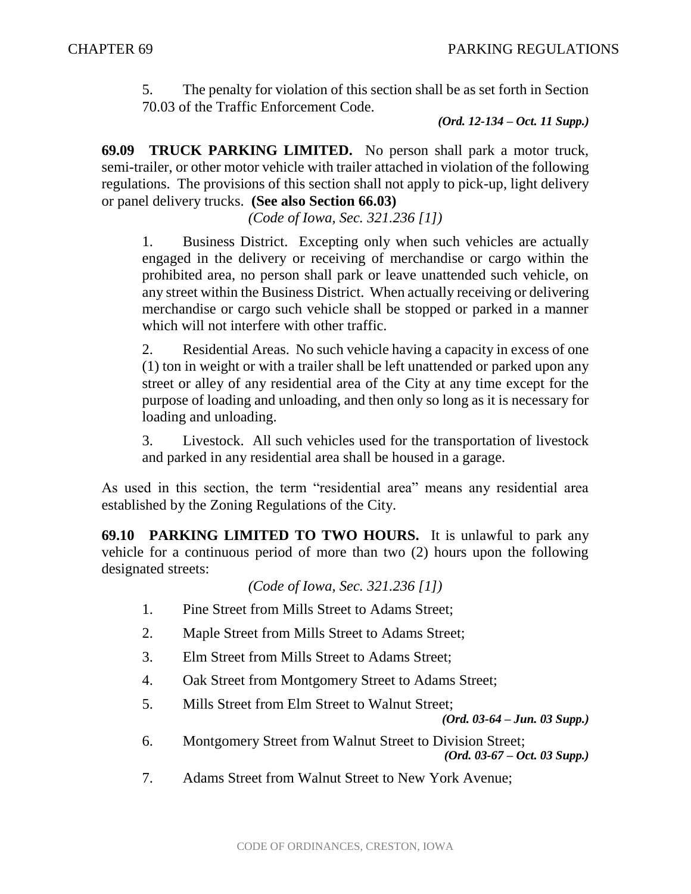5. The penalty for violation of this section shall be as set forth in Section 70.03 of the Traffic Enforcement Code.

***(Ord. 12-134 – Oct. 11 Supp.)***

**69.09 TRUCK PARKING LIMITED.** No person shall park a motor truck, semi-trailer, or other motor vehicle with trailer attached in violation of the following regulations. The provisions of this section shall not apply to pick-up, light delivery or panel delivery trucks. **(See also Section 66.03)**

*(Code of Iowa, Sec. 321.236 [1])*

1. Business District. Excepting only when such vehicles are actually engaged in the delivery or receiving of merchandise or cargo within the prohibited area, no person shall park or leave unattended such vehicle, on any street within the Business District. When actually receiving or delivering merchandise or cargo such vehicle shall be stopped or parked in a manner which will not interfere with other traffic.

2. Residential Areas. No such vehicle having a capacity in excess of one (1) ton in weight or with a trailer shall be left unattended or parked upon any street or alley of any residential area of the City at any time except for the purpose of loading and unloading, and then only so long as it is necessary for loading and unloading.

3. Livestock. All such vehicles used for the transportation of livestock and parked in any residential area shall be housed in a garage.

As used in this section, the term "residential area" means any residential area established by the Zoning Regulations of the City.

**69.10 PARKING LIMITED TO TWO HOURS.** It is unlawful to park any vehicle for a continuous period of more than two (2) hours upon the following designated streets:

*(Code of Iowa, Sec. 321.236 [1])*

1. Pine Street from Mills Street to Adams Street;
2. Maple Street from Mills Street to Adams Street;
3. Elm Street from Mills Street to Adams Street;
4. Oak Street from Montgomery Street to Adams Street;
5. Mills Street from Elm Street to Walnut Street;

   ***(Ord. 03-64 – Jun. 03 Supp.)***

6. Montgomery Street from Walnut Street to Division Street;

   ***(Ord. 03-67 – Oct. 03 Supp.)***

7. Adams Street from Walnut Street to New York Avenue;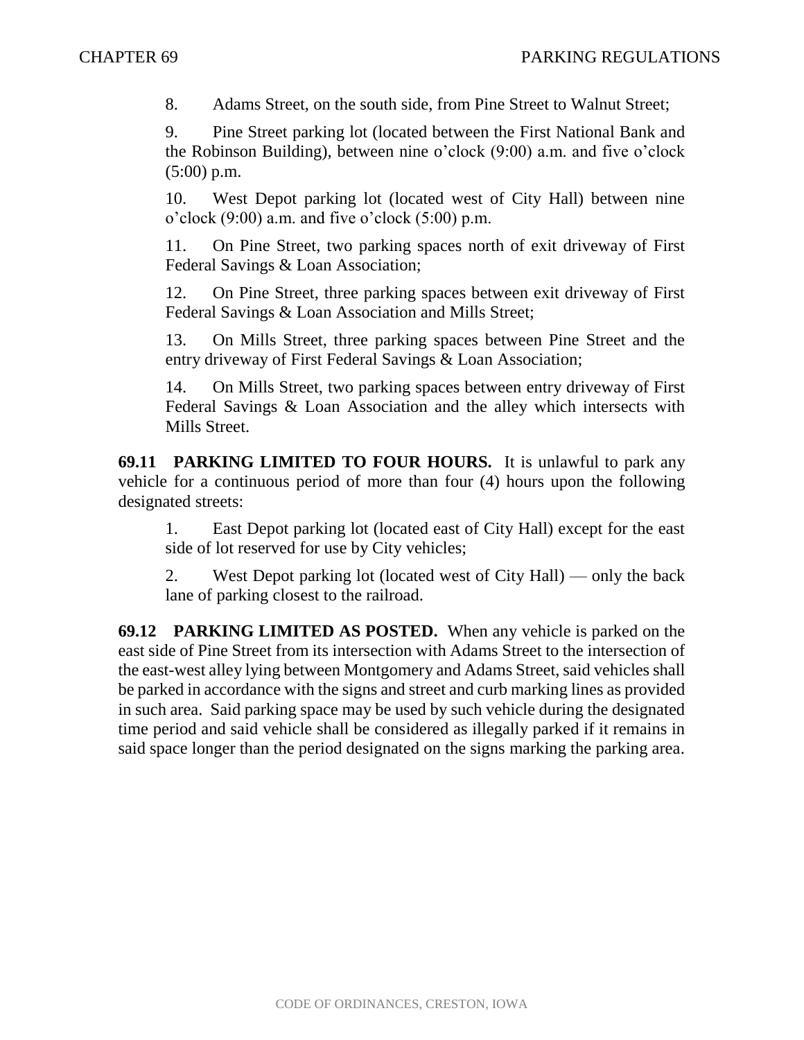8. Adams Street, on the south side, from Pine Street to Walnut Street;

9. Pine Street parking lot (located between the First National Bank and the Robinson Building), between nine o'clock (9:00) a.m. and five o'clock (5:00) p.m.

10. West Depot parking lot (located west of City Hall) between nine o'clock (9:00) a.m. and five o'clock (5:00) p.m.

11. On Pine Street, two parking spaces north of exit driveway of First Federal Savings & Loan Association;

12. On Pine Street, three parking spaces between exit driveway of First Federal Savings & Loan Association and Mills Street;

13. On Mills Street, three parking spaces between Pine Street and the entry driveway of First Federal Savings & Loan Association;

14. On Mills Street, two parking spaces between entry driveway of First Federal Savings & Loan Association and the alley which intersects with Mills Street.

**69.11 PARKING LIMITED TO FOUR HOURS.** It is unlawful to park any vehicle for a continuous period of more than four (4) hours upon the following designated streets:

1. East Depot parking lot (located east of City Hall) except for the east side of lot reserved for use by City vehicles;

2. West Depot parking lot (located west of City Hall) — only the back lane of parking closest to the railroad.

**69.12 PARKING LIMITED AS POSTED.** When any vehicle is parked on the east side of Pine Street from its intersection with Adams Street to the intersection of the east-west alley lying between Montgomery and Adams Street, said vehicles shall be parked in accordance with the signs and street and curb marking lines as provided in such area. Said parking space may be used by such vehicle during the designated time period and said vehicle shall be considered as illegally parked if it remains in said space longer than the period designated on the signs marking the parking area.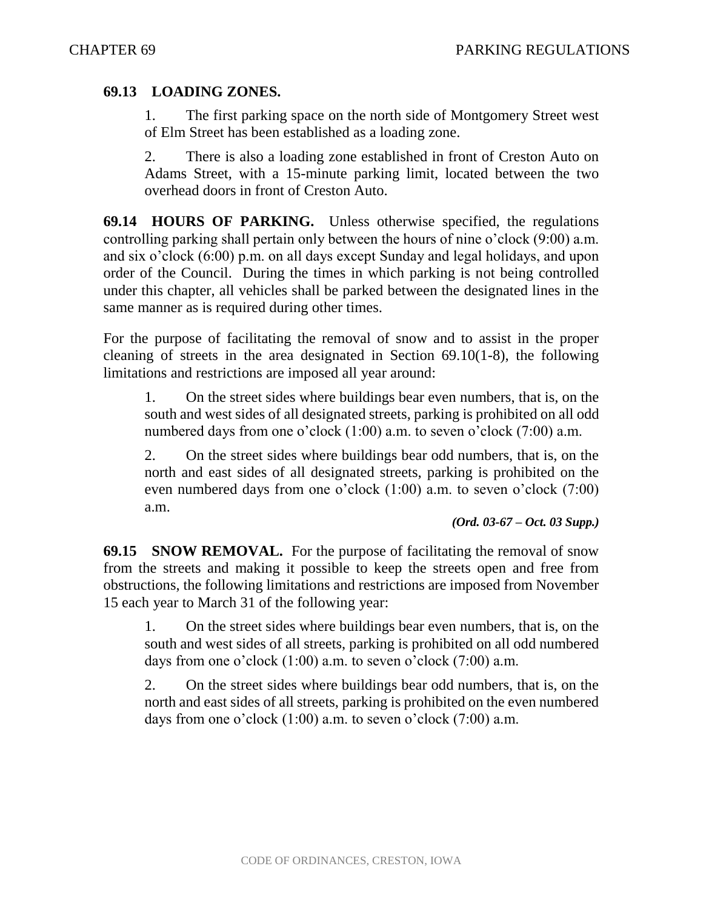**69.13 LOADING ZONES.**

1. The first parking space on the north side of Montgomery Street west of Elm Street has been established as a loading zone.

2. There is also a loading zone established in front of Creston Auto on Adams Street, with a 15-minute parking limit, located between the two overhead doors in front of Creston Auto.

**69.14 HOURS OF PARKING.** Unless otherwise specified, the regulations controlling parking shall pertain only between the hours of nine o'clock (9:00) a.m. and six o'clock (6:00) p.m. on all days except Sunday and legal holidays, and upon order of the Council. During the times in which parking is not being controlled under this chapter, all vehicles shall be parked between the designated lines in the same manner as is required during other times.

For the purpose of facilitating the removal of snow and to assist in the proper cleaning of streets in the area designated in Section 69.10(1-8), the following limitations and restrictions are imposed all year around:

1. On the street sides where buildings bear even numbers, that is, on the south and west sides of all designated streets, parking is prohibited on all odd numbered days from one o'clock (1:00) a.m. to seven o'clock (7:00) a.m.

2. On the street sides where buildings bear odd numbers, that is, on the north and east sides of all designated streets, parking is prohibited on the even numbered days from one o'clock (1:00) a.m. to seven o'clock (7:00) a.m.

***(Ord. 03-67 – Oct. 03 Supp.)***

**69.15 SNOW REMOVAL.** For the purpose of facilitating the removal of snow from the streets and making it possible to keep the streets open and free from obstructions, the following limitations and restrictions are imposed from November 15 each year to March 31 of the following year:

1. On the street sides where buildings bear even numbers, that is, on the south and west sides of all streets, parking is prohibited on all odd numbered days from one o'clock (1:00) a.m. to seven o'clock (7:00) a.m.

2. On the street sides where buildings bear odd numbers, that is, on the north and east sides of all streets, parking is prohibited on the even numbered days from one o'clock (1:00) a.m. to seven o'clock (7:00) a.m.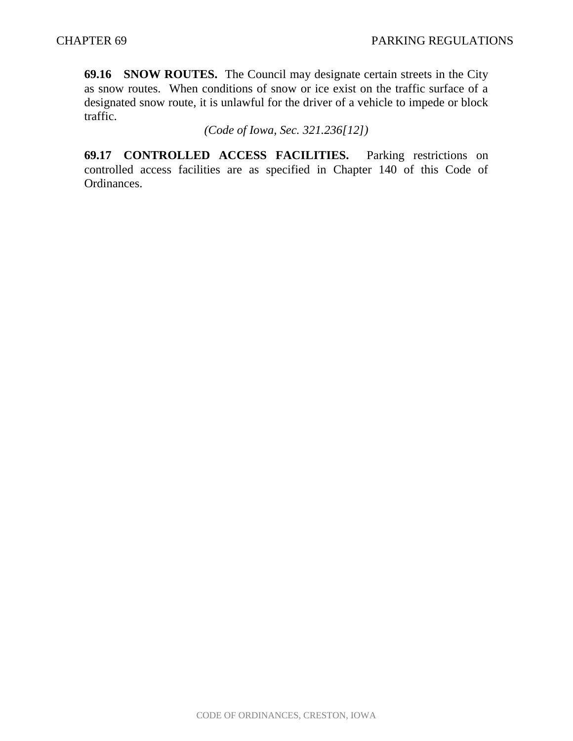**69.16 SNOW ROUTES.** The Council may designate certain streets in the City as snow routes. When conditions of snow or ice exist on the traffic surface of a designated snow route, it is unlawful for the driver of a vehicle to impede or block traffic.

*(Code of Iowa, Sec. 321.236[12])*

**69.17 CONTROLLED ACCESS FACILITIES.** Parking restrictions on controlled access facilities are as specified in Chapter 140 of this Code of Ordinances.